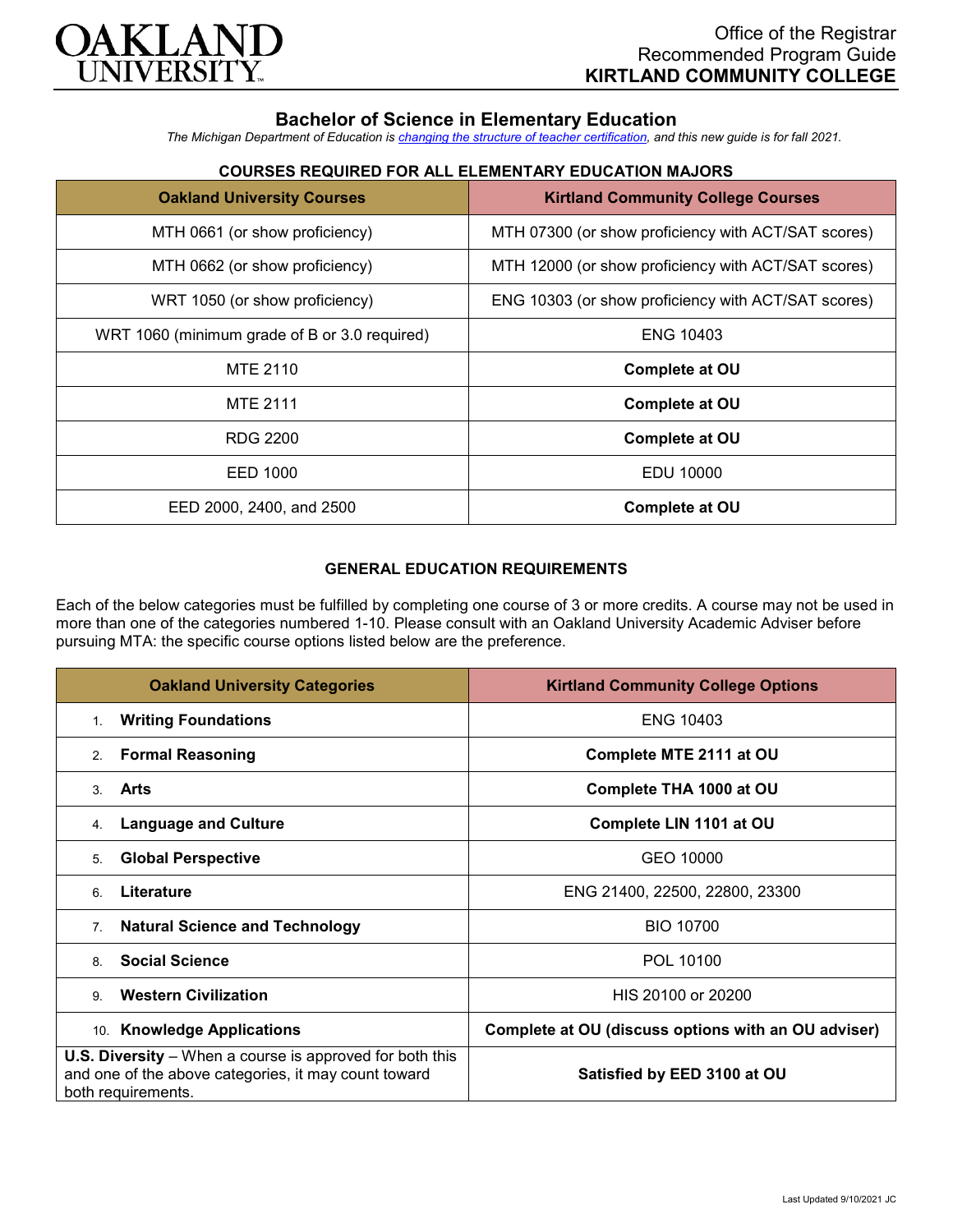OAKLAND UNIVERSITY

Office of the Registrar
Recommended Program Guide
**KIRTLAND COMMUNITY COLLEGE**

## Bachelor of Science in Elementary Education

*The Michigan Department of Education is changing the structure of teacher certification, and this new guide is for fall 2021.*

### COURSES REQUIRED FOR ALL ELEMENTARY EDUCATION MAJORS

| Oakland University Courses | Kirtland Community College Courses |
|---|---|
| MTH 0661 (or show proficiency) | MTH 07300 (or show proficiency with ACT/SAT scores) |
| MTH 0662 (or show proficiency) | MTH 12000 (or show proficiency with ACT/SAT scores) |
| WRT 1050 (or show proficiency) | ENG 10303 (or show proficiency with ACT/SAT scores) |
| WRT 1060 (minimum grade of B or 3.0 required) | ENG 10403 |
| MTE 2110 | **Complete at OU** |
| MTE 2111 | **Complete at OU** |
| RDG 2200 | **Complete at OU** |
| EED 1000 | EDU 10000 |
| EED 2000, 2400, and 2500 | **Complete at OU** |

### GENERAL EDUCATION REQUIREMENTS

Each of the below categories must be fulfilled by completing one course of 3 or more credits. A course may not be used in more than one of the categories numbered 1-10. Please consult with an Oakland University Academic Adviser before pursuing MTA: the specific course options listed below are the preference.

| Oakland University Categories | Kirtland Community College Options |
|---|---|
| 1. **Writing Foundations** | ENG 10403 |
| 2. **Formal Reasoning** | **Complete MTE 2111 at OU** |
| 3. **Arts** | **Complete THA 1000 at OU** |
| 4. **Language and Culture** | **Complete LIN 1101 at OU** |
| 5. **Global Perspective** | GEO 10000 |
| 6. **Literature** | ENG 21400, 22500, 22800, 23300 |
| 7. **Natural Science and Technology** | BIO 10700 |
| 8. **Social Science** | POL 10100 |
| 9. **Western Civilization** | HIS 20100 or 20200 |
| 10. **Knowledge Applications** | **Complete at OU (discuss options with an OU adviser)** |
| **U.S. Diversity** – When a course is approved for both this and one of the above categories, it may count toward both requirements. | **Satisfied by EED 3100 at OU** |

Last Updated 9/10/2021 JC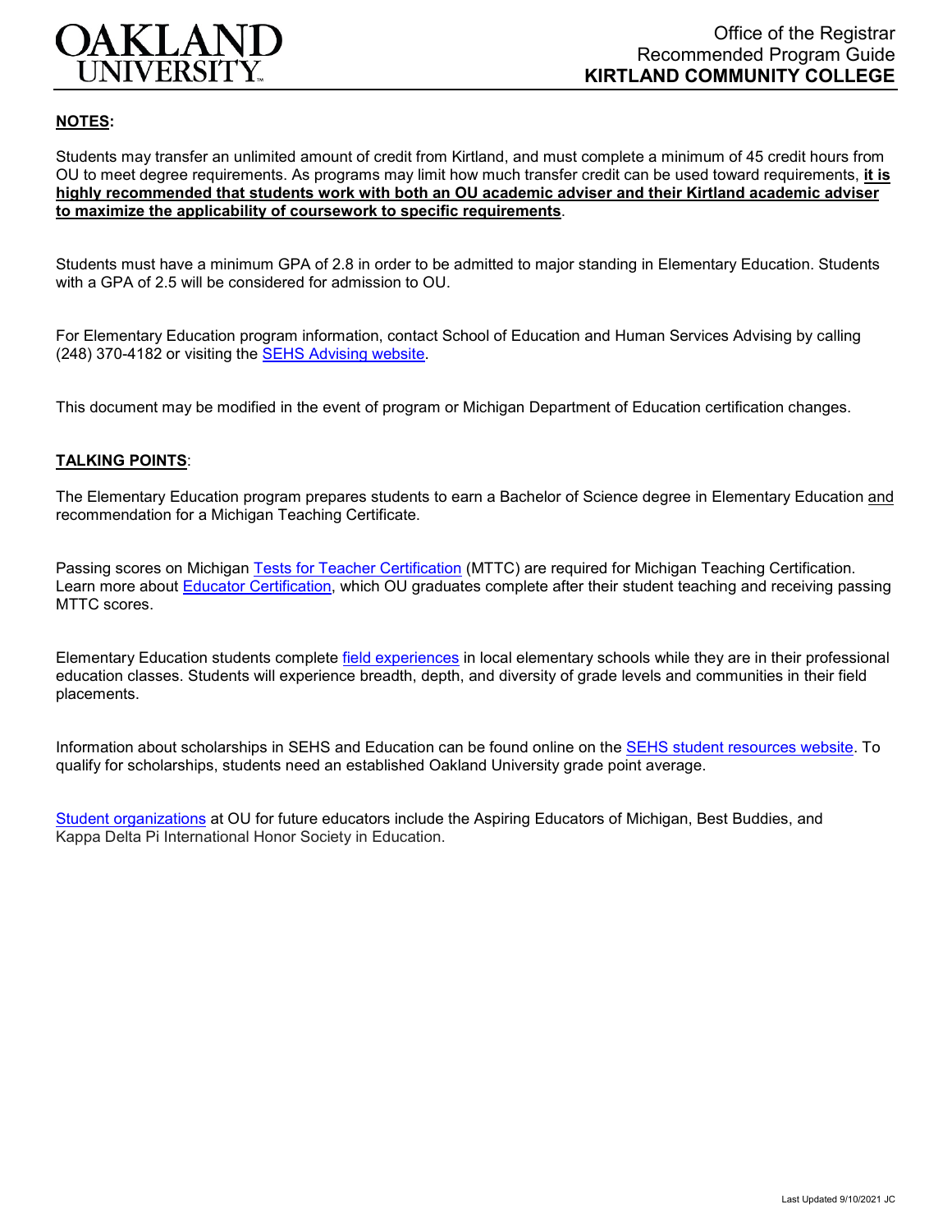**NOTES:**

Students may transfer an unlimited amount of credit from Kirtland, and must complete a minimum of 45 credit hours from OU to meet degree requirements. As programs may limit how much transfer credit can be used toward requirements, **it is highly recommended that students work with both an OU academic adviser and their Kirtland academic adviser to maximize the applicability of coursework to specific requirements**.

Students must have a minimum GPA of 2.8 in order to be admitted to major standing in Elementary Education. Students with a GPA of 2.5 will be considered for admission to OU.

For Elementary Education program information, contact School of Education and Human Services Advising by calling (248) 370-4182 or visiting the SEHS Advising website.

This document may be modified in the event of program or Michigan Department of Education certification changes.

**TALKING POINTS**:

The Elementary Education program prepares students to earn a Bachelor of Science degree in Elementary Education and recommendation for a Michigan Teaching Certificate.

Passing scores on Michigan Tests for Teacher Certification (MTTC) are required for Michigan Teaching Certification. Learn more about Educator Certification, which OU graduates complete after their student teaching and receiving passing MTTC scores.

Elementary Education students complete field experiences in local elementary schools while they are in their professional education classes. Students will experience breadth, depth, and diversity of grade levels and communities in their field placements.

Information about scholarships in SEHS and Education can be found online on the SEHS student resources website. To qualify for scholarships, students need an established Oakland University grade point average.

Student organizations at OU for future educators include the Aspiring Educators of Michigan, Best Buddies, and Kappa Delta Pi International Honor Society in Education.